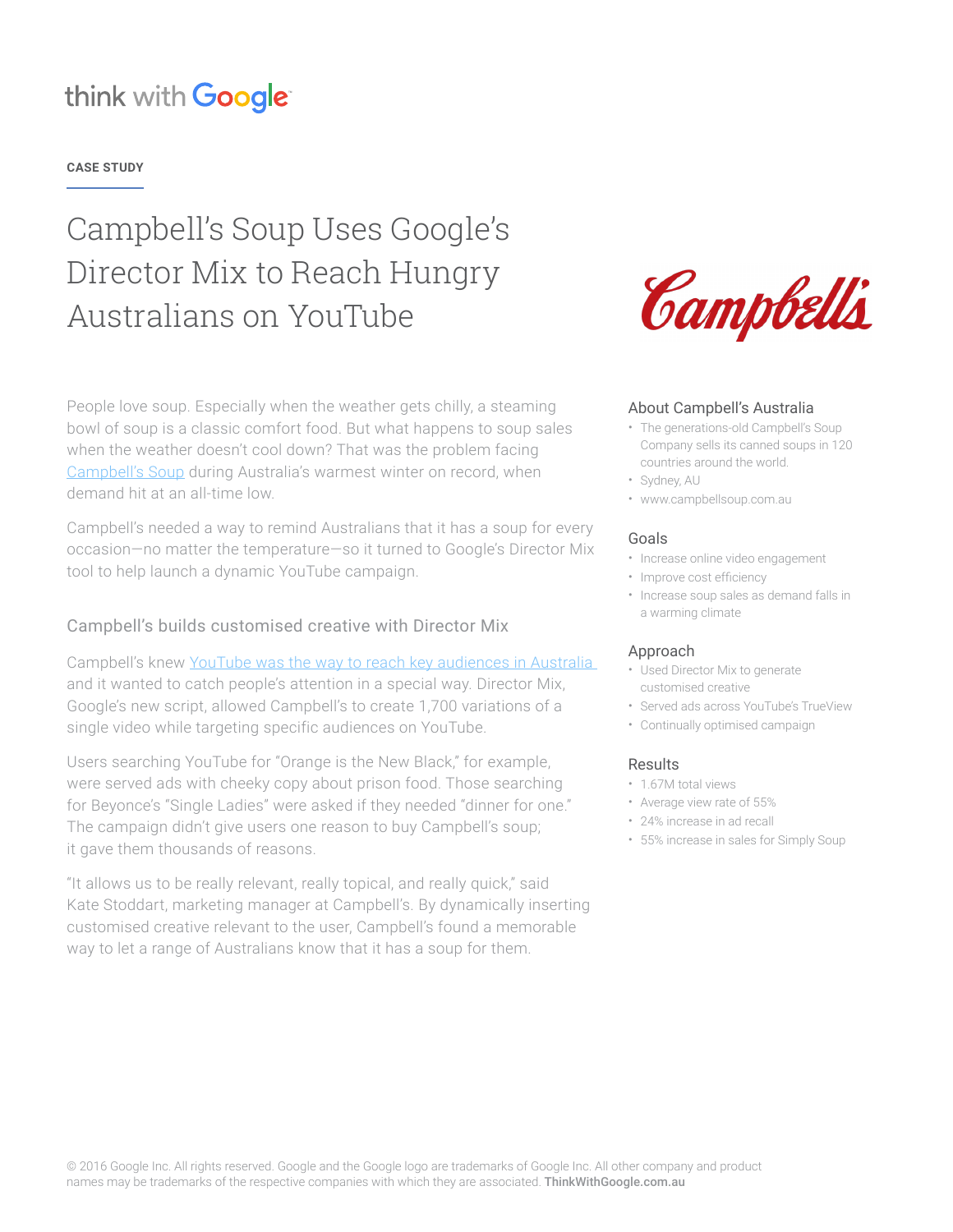think with Google

**CASE STUDY**

# Campbell's Soup Uses Google's Director Mix to Reach Hungry Australians on YouTube

People love soup. Especially when the weather gets chilly, a steaming bowl of soup is a classic comfort food. But what happens to soup sales when the weather doesn't cool down? That was the problem facing Campbell's Soup during Australia's warmest winter on record, when demand hit at an all-time low.

Campbell's needed a way to remind Australians that it has a soup for every occasion—no matter the temperature—so it turned to Google's Director Mix tool to help launch a dynamic YouTube campaign.

## Campbell's builds customised creative with Director Mix

Campbell's knew YouTube was the way to reach key audiences in Australia and it wanted to catch people's attention in a special way. Director Mix, Google's new script, allowed Campbell's to create 1,700 variations of a single video while targeting specific audiences on YouTube.

Users searching YouTube for "Orange is the New Black," for example, were served ads with cheeky copy about prison food. Those searching for Beyonce's "Single Ladies" were asked if they needed "dinner for one." The campaign didn't give users one reason to buy Campbell's soup; it gave them thousands of reasons.

"It allows us to be really relevant, really topical, and really quick," said Kate Stoddart, marketing manager at Campbell's. By dynamically inserting customised creative relevant to the user, Campbell's found a memorable way to let a range of Australians know that it has a soup for them.

### About Campbell's Australia

- The generations-old Campbell's Soup Company sells its canned soups in 120 countries around the world.
- Sydney, AU
- www.campbellsoup.com.au

### Goals

- Increase online video engagement
- Improve cost efficiency
- Increase soup sales as demand falls in a warming climate

### Approach

- Used Director Mix to generate customised creative
- Served ads across YouTube's TrueView
- Continually optimised campaign

### Results

- 1.67M total views
- Average view rate of 55%
- 24% increase in ad recall
- 55% increase in sales for Simply Soup

© 2016 Google Inc. All rights reserved. Google and the Google logo are trademarks of Google Inc. All other company and product names may be trademarks of the respective companies with which they are associated. **ThinkWithGoogle.com.au**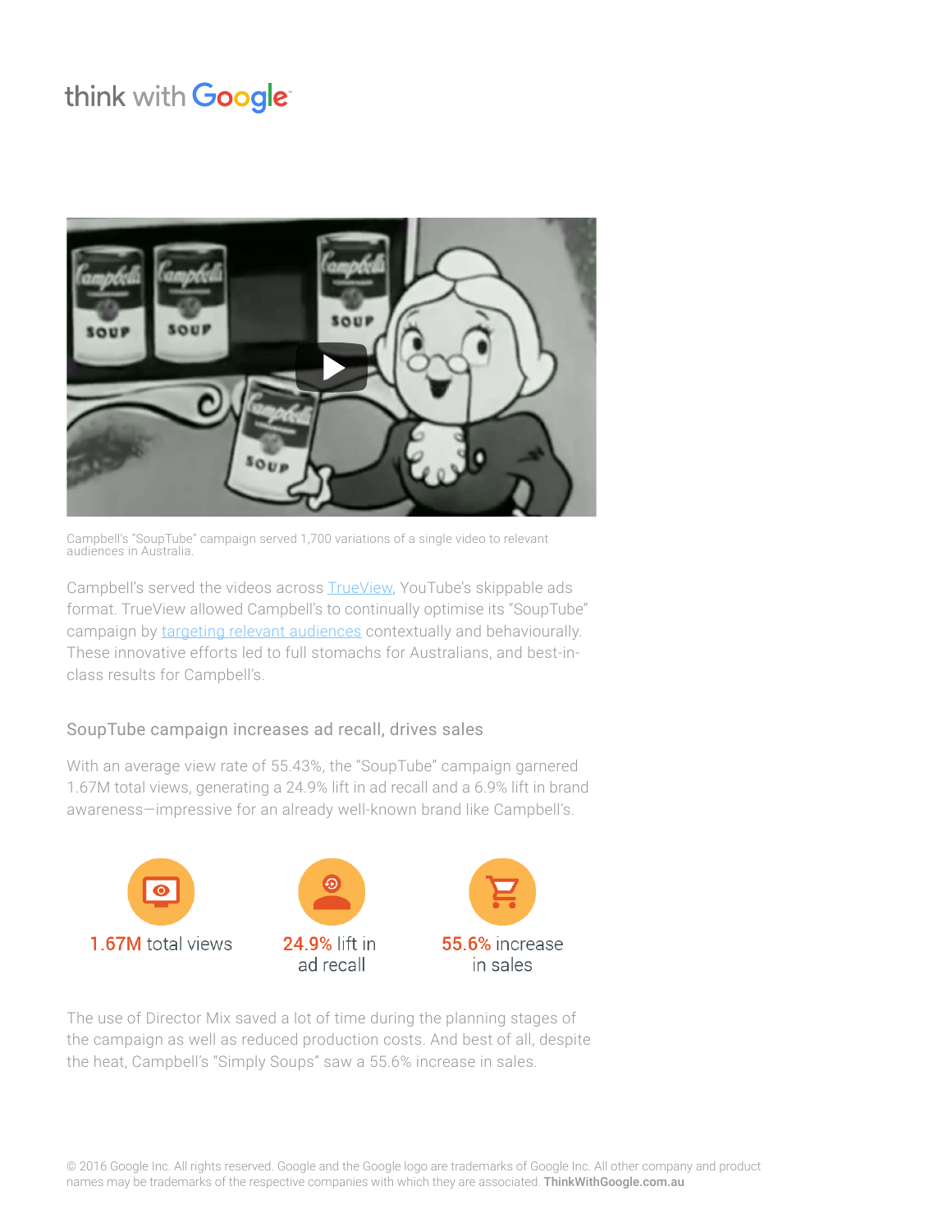Campbell's "SoupTube" campaign served 1,700 variations of a single video to relevant audiences in Australia.

Campbell's served the videos across TrueView, YouTube's skippable ads format. TrueView allowed Campbell's to continually optimise its "SoupTube" campaign by targeting relevant audiences contextually and behaviourally. These innovative efforts led to full stomachs for Australians, and best-in-class results for Campbell's.

## SoupTube campaign increases ad recall, drives sales

With an average view rate of 55.43%, the "SoupTube" campaign garnered 1.67M total views, generating a 24.9% lift in ad recall and a 6.9% lift in brand awareness—impressive for an already well-known brand like Campbell's.

**1.67M** total views

**24.9%** lift in ad recall

**55.6%** increase in sales

The use of Director Mix saved a lot of time during the planning stages of the campaign as well as reduced production costs. And best of all, despite the heat, Campbell's "Simply Soups" saw a 55.6% increase in sales.

© 2016 Google Inc. All rights reserved. Google and the Google logo are trademarks of Google Inc. All other company and product names may be trademarks of the respective companies with which they are associated. **ThinkWithGoogle.com.au**